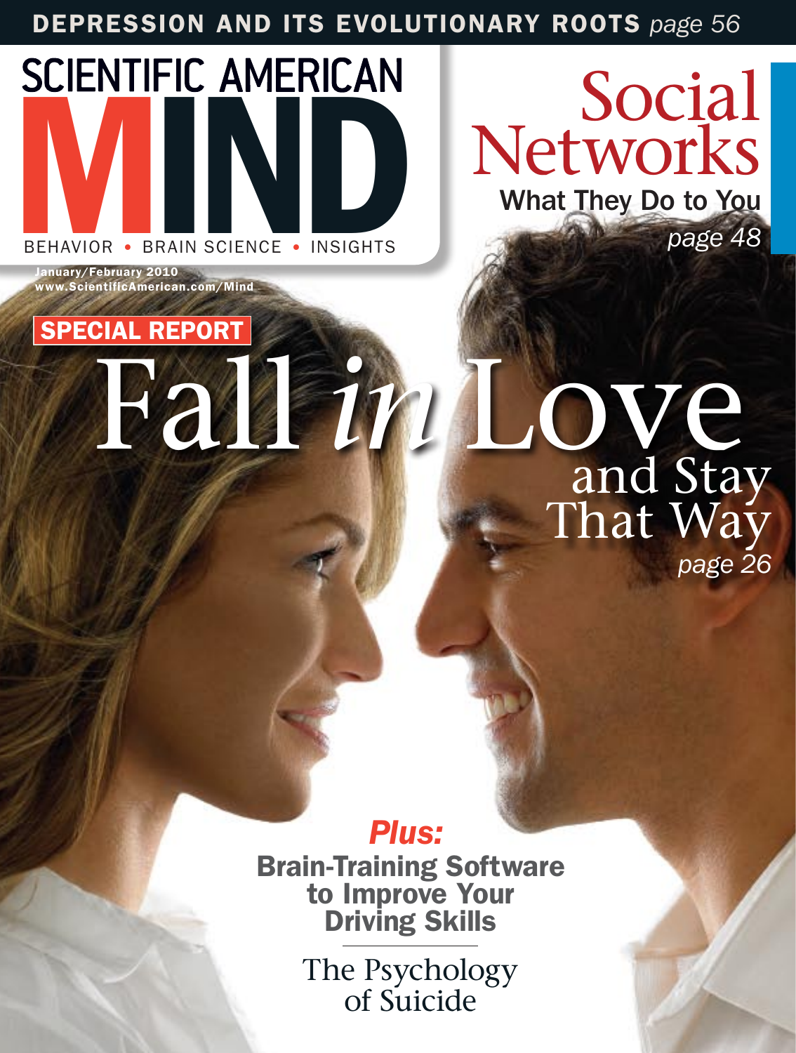DEPRESSION AND ITS EVOLUTIONARY ROOTS *page 56*

# SCIENTIFIC AMERICAN MIND

BEHAVIOR • BRAIN SCIENCE • INSIGHTS

January/February 2010
www.ScientificAmerican.com/Mind

## Social Networks

**What They Do to You**

*page 48*

**SPECIAL REPORT**

# Fall *in* Love and Stay That Way

*page 26*

***Plus:***

**Brain-Training Software to Improve Your Driving Skills**

The Psychology of Suicide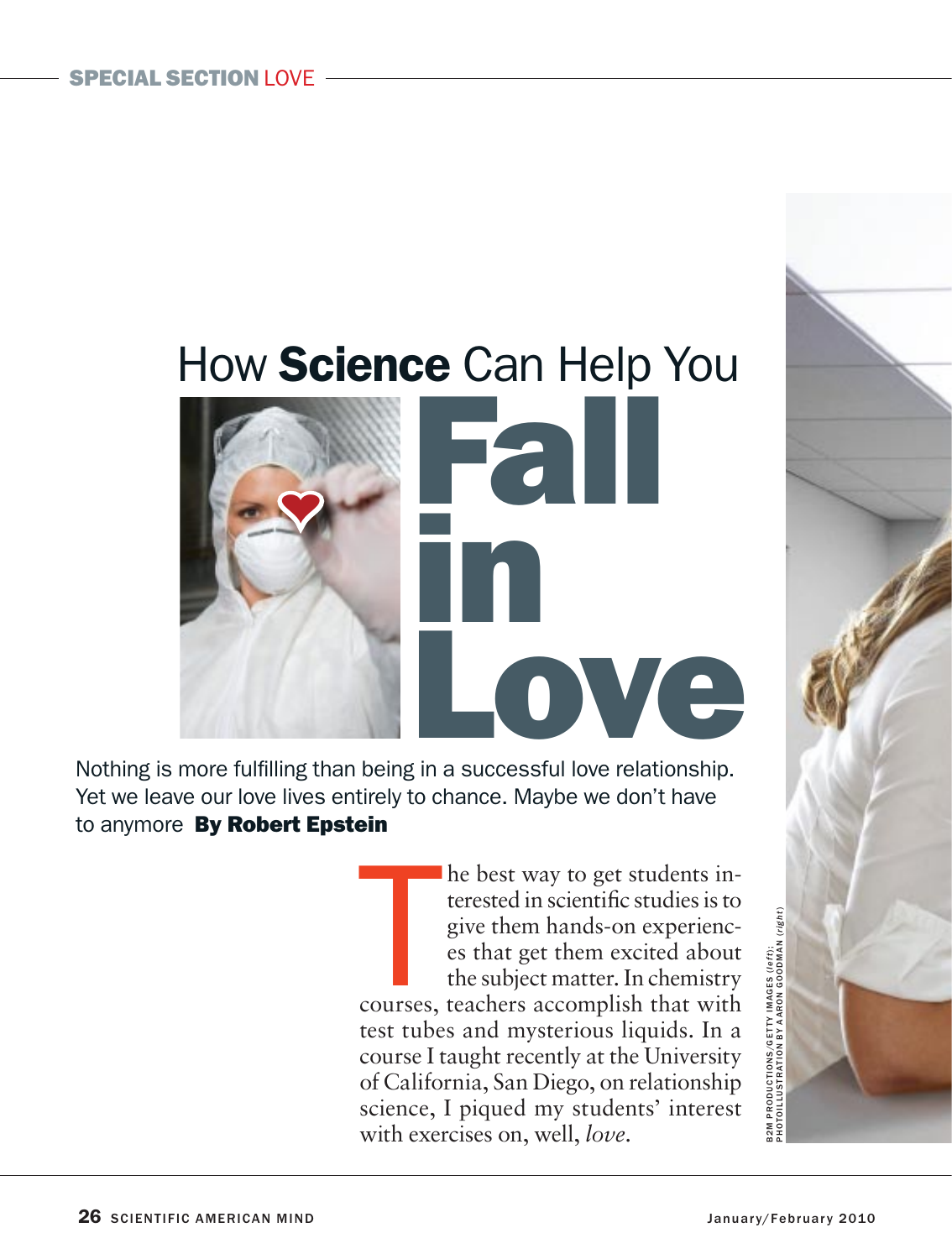SPECIAL SECTION LOVE

# How **Science** Can Help You Fall in Love

Nothing is more fulfilling than being in a successful love relationship. Yet we leave our love lives entirely to chance. Maybe we don't have to anymore **By Robert Epstein**

The best way to get students interested in scientific studies is to give them hands-on experiences that get them excited about the subject matter. In chemistry courses, teachers accomplish that with test tubes and mysterious liquids. In a course I taught recently at the University of California, San Diego, on relationship science, I piqued my students' interest with exercises on, well, *love*.

B2M PRODUCTIONS/GETTY IMAGES (*left*); PHOTOILLUSTRATION BY AARON GOODMAN (*right*)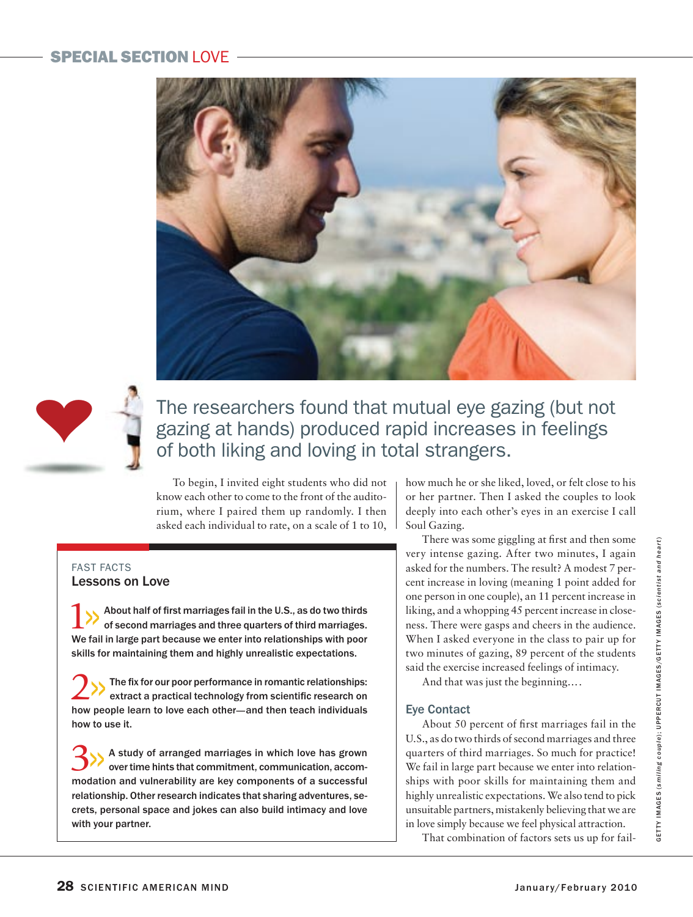The researchers found that mutual eye gazing (but not gazing at hands) produced rapid increases in feelings of both liking and loving in total strangers.

To begin, I invited eight students who did not know each other to come to the front of the auditorium, where I paired them up randomly. I then asked each individual to rate, on a scale of 1 to 10, how much he or she liked, loved, or felt close to his or her partner. Then I asked the couples to look deeply into each other's eyes in an exercise I call Soul Gazing.

There was some giggling at first and then some very intense gazing. After two minutes, I again asked for the numbers. The result? A modest 7 percent increase in loving (meaning 1 point added for one person in one couple), an 11 percent increase in liking, and a whopping 45 percent increase in closeness. There were gasps and cheers in the audience. When I asked everyone in the class to pair up for two minutes of gazing, 89 percent of the students said the exercise increased feelings of intimacy.

And that was just the beginning....

### Eye Contact

About 50 percent of first marriages fail in the U.S., as do two thirds of second marriages and three quarters of third marriages. So much for practice! We fail in large part because we enter into relationships with poor skills for maintaining them and highly unrealistic expectations. We also tend to pick unsuitable partners, mistakenly believing that we are in love simply because we feel physical attraction.

That combination of factors sets us up for fail-

---

FAST FACTS

**Lessons on Love**

**1» About half of first marriages fail in the U.S., as do two thirds of second marriages and three quarters of third marriages. We fail in large part because we enter into relationships with poor skills for maintaining them and highly unrealistic expectations.**

**2» The fix for our poor performance in romantic relationships: extract a practical technology from scientific research on how people learn to love each other—and then teach individuals how to use it.**

**3» A study of arranged marriages in which love has grown over time hints that commitment, communication, accommodation and vulnerability are key components of a successful relationship. Other research indicates that sharing adventures, secrets, personal space and jokes can also build intimacy and love with your partner.**

---

GETTY IMAGES (*smiling couple*); UPPERCUT IMAGES/GETTY IMAGES (*scientist and heart*)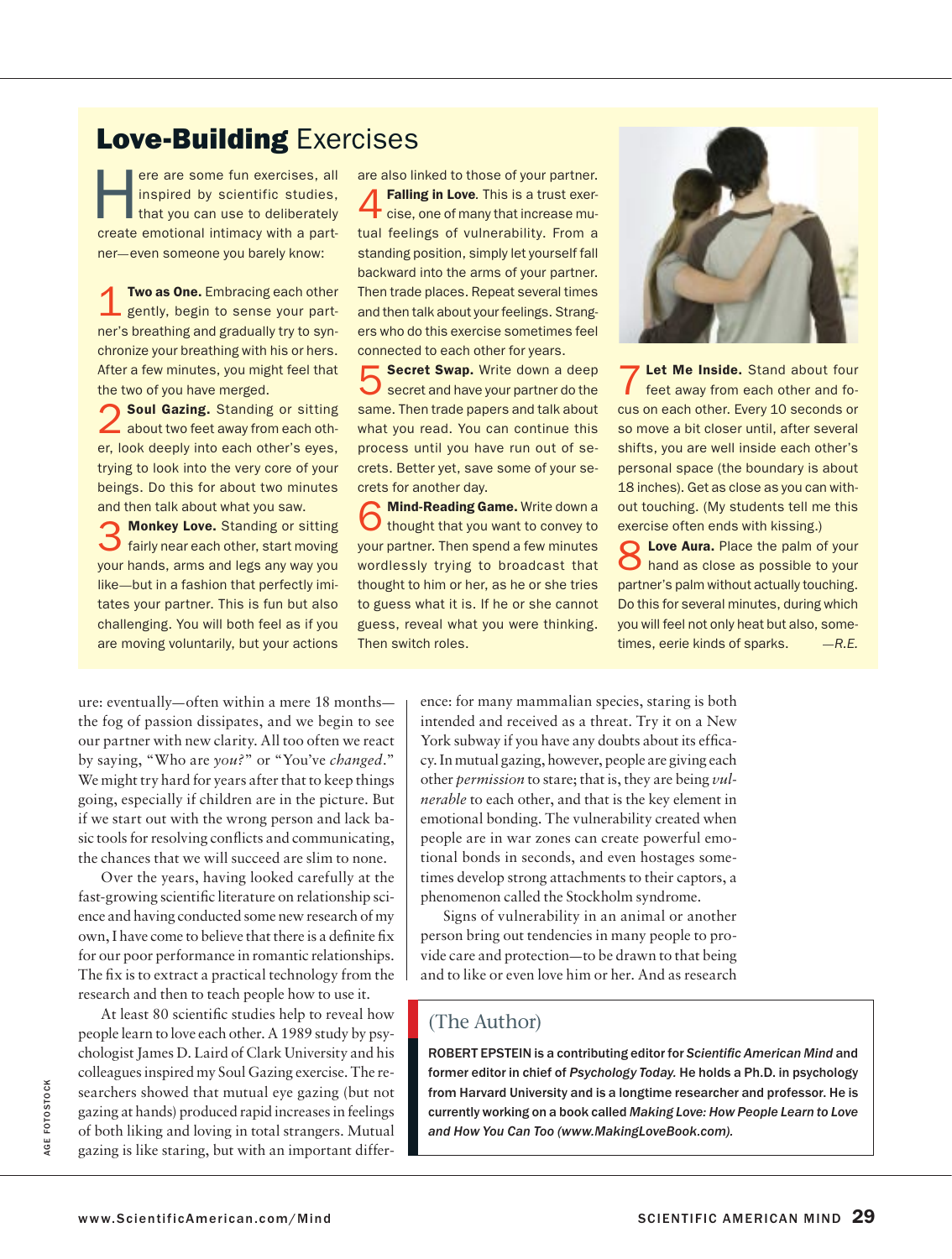## **Love-Building** Exercises

Here are some fun exercises, all inspired by scientific studies, that you can use to deliberately create emotional intimacy with a partner—even someone you barely know:

1 **Two as One.** Embracing each other gently, begin to sense your partner's breathing and gradually try to synchronize your breathing with his or hers. After a few minutes, you might feel that the two of you have merged.

2 **Soul Gazing.** Standing or sitting about two feet away from each other, look deeply into each other's eyes, trying to look into the very core of your beings. Do this for about two minutes and then talk about what you saw.

3 **Monkey Love.** Standing or sitting fairly near each other, start moving your hands, arms and legs any way you like—but in a fashion that perfectly imitates your partner. This is fun but also challenging. You will both feel as if you are moving voluntarily, but your actions are also linked to those of your partner.

4 **Falling in Love**. This is a trust exercise, one of many that increase mutual feelings of vulnerability. From a standing position, simply let yourself fall backward into the arms of your partner. Then trade places. Repeat several times and then talk about your feelings. Strangers who do this exercise sometimes feel connected to each other for years.

5 **Secret Swap.** Write down a deep secret and have your partner do the same. Then trade papers and talk about what you read. You can continue this process until you have run out of secrets. Better yet, save some of your secrets for another day.

6 **Mind-Reading Game.** Write down a thought that you want to convey to your partner. Then spend a few minutes wordlessly trying to broadcast that thought to him or her, as he or she tries to guess what it is. If he or she cannot guess, reveal what you were thinking. Then switch roles.

7 **Let Me Inside.** Stand about four feet away from each other and focus on each other. Every 10 seconds or so move a bit closer until, after several shifts, you are well inside each other's personal space (the boundary is about 18 inches). Get as close as you can without touching. (My students tell me this exercise often ends with kissing.)

8 **Love Aura.** Place the palm of your hand as close as possible to your partner's palm without actually touching. Do this for several minutes, during which you will feel not only heat but also, sometimes, eerie kinds of sparks. *—R.E.*

ure: eventually—often within a mere 18 months—the fog of passion dissipates, and we begin to see our partner with new clarity. All too often we react by saying, "Who are *you?*" or "You've *changed*." We might try hard for years after that to keep things going, especially if children are in the picture. But if we start out with the wrong person and lack basic tools for resolving conflicts and communicating, the chances that we will succeed are slim to none.

Over the years, having looked carefully at the fast-growing scientific literature on relationship science and having conducted some new research of my own, I have come to believe that there is a definite fix for our poor performance in romantic relationships. The fix is to extract a practical technology from the research and then to teach people how to use it.

At least 80 scientific studies help to reveal how people learn to love each other. A 1989 study by psychologist James D. Laird of Clark University and his colleagues inspired my Soul Gazing exercise. The researchers showed that mutual eye gazing (but not gazing at hands) produced rapid increases in feelings of both liking and loving in total strangers. Mutual gazing is like staring, but with an important difference: for many mammalian species, staring is both intended and received as a threat. Try it on a New York subway if you have any doubts about its efficacy. In mutual gazing, however, people are giving each other *permission* to stare; that is, they are being *vulnerable* to each other, and that is the key element in emotional bonding. The vulnerability created when people are in war zones can create powerful emotional bonds in seconds, and even hostages sometimes develop strong attachments to their captors, a phenomenon called the Stockholm syndrome.

Signs of vulnerability in an animal or another person bring out tendencies in many people to provide care and protection—to be drawn to that being and to like or even love him or her. And as research

### (The Author)

**ROBERT EPSTEIN is a contributing editor for *Scientific American Mind* and former editor in chief of *Psychology Today.* He holds a Ph.D. in psychology from Harvard University and is a longtime researcher and professor. He is currently working on a book called *Making Love: How People Learn to Love and How You Can Too* (www.MakingLoveBook.com).**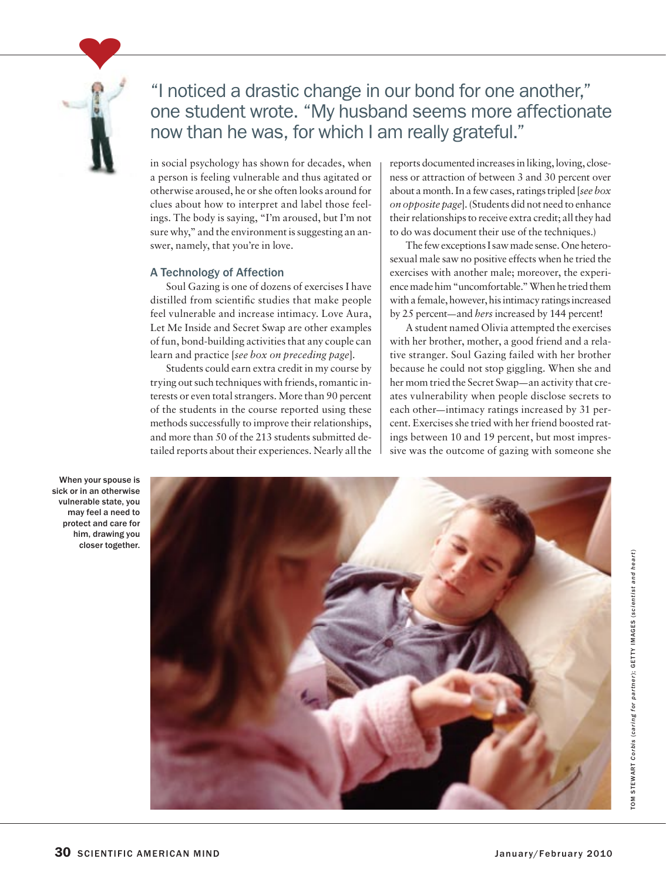"I noticed a drastic change in our bond for one another," one student wrote. "My husband seems more affectionate now than he was, for which I am really grateful."

in social psychology has shown for decades, when a person is feeling vulnerable and thus agitated or otherwise aroused, he or she often looks around for clues about how to interpret and label those feelings. The body is saying, "I'm aroused, but I'm not sure why," and the environment is suggesting an answer, namely, that you're in love.

### A Technology of Affection

Soul Gazing is one of dozens of exercises I have distilled from scientific studies that make people feel vulnerable and increase intimacy. Love Aura, Let Me Inside and Secret Swap are other examples of fun, bond-building activities that any couple can learn and practice [*see box on preceding page*].

Students could earn extra credit in my course by trying out such techniques with friends, romantic interests or even total strangers. More than 90 percent of the students in the course reported using these methods successfully to improve their relationships, and more than 50 of the 213 students submitted detailed reports about their experiences. Nearly all the reports documented increases in liking, loving, closeness or attraction of between 3 and 30 percent over about a month. In a few cases, ratings tripled [*see box on opposite page*]. (Students did not need to enhance their relationships to receive extra credit; all they had to do was document their use of the techniques.)

The few exceptions I saw made sense. One heterosexual male saw no positive effects when he tried the exercises with another male; moreover, the experience made him "uncomfortable." When he tried them with a female, however, his intimacy ratings increased by 25 percent—and *hers* increased by 144 percent!

A student named Olivia attempted the exercises with her brother, mother, a good friend and a relative stranger. Soul Gazing failed with her brother because he could not stop giggling. When she and her mom tried the Secret Swap—an activity that creates vulnerability when people disclose secrets to each other—intimacy ratings increased by 31 percent. Exercises she tried with her friend boosted ratings between 10 and 19 percent, but most impressive was the outcome of gazing with someone she

When your spouse is sick or in an otherwise vulnerable state, you may feel a need to protect and care for him, drawing you closer together.

TOM STEWART *Corbis* (*caring for partner*); GETTY IMAGES (*scientist and heart*)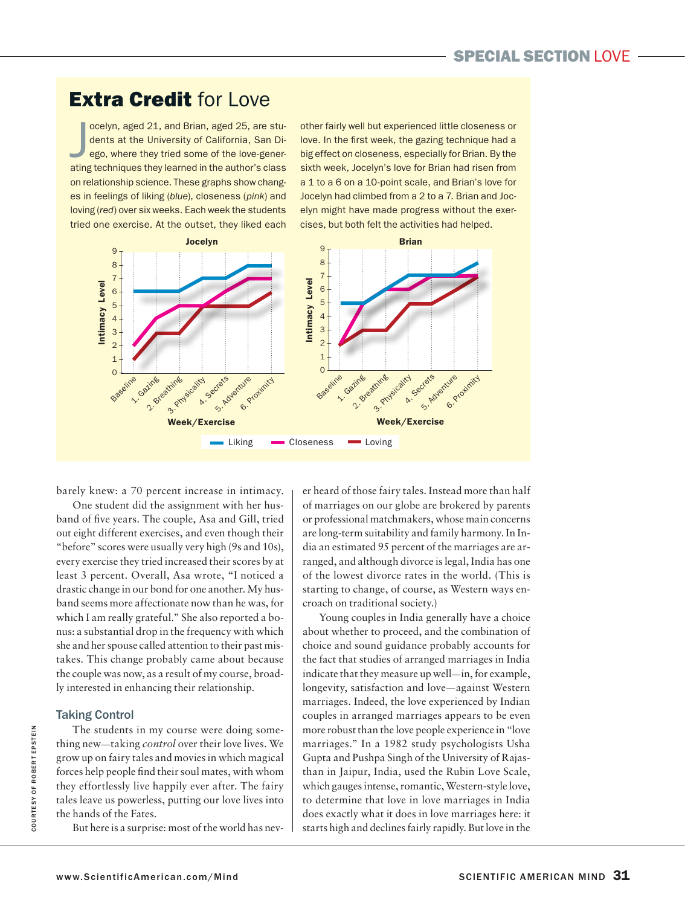## Extra Credit for Love

Jocelyn, aged 21, and Brian, aged 25, are students at the University of California, San Diego, where they tried some of the love-generating techniques they learned in the author's class on relationship science. These graphs show changes in feelings of liking (*blue*), closeness (*pink*) and loving (*red*) over six weeks. Each week the students tried one exercise. At the outset, they liked each other fairly well but experienced little closeness or love. In the first week, the gazing technique had a big effect on closeness, especially for Brian. By the sixth week, Jocelyn's love for Brian had risen from a 1 to a 6 on a 10-point scale, and Brian's love for Jocelyn had climbed from a 2 to a 7. Brian and Jocelyn might have made progress without the exercises, but both felt the activities had helped.

**Jocelyn** (Intimacy Level by Week/Exercise)

| Week/Exercise | Liking | Closeness | Loving |
|---|---|---|---|
| Baseline | 6 | 2 | 1 |
| 1. Gazing | 6 | 4 | 3 |
| 2. Breathing | 6 | 5 | 3 |
| 3. Physicality | 7 | 5 | 5 |
| 4. Secrets | 7 | 6 | 5 |
| 5. Adventure | 8 | 7 | 5 |
| 6. Proximity | 8 | 7 | 6 |

**Brian** (Intimacy Level by Week/Exercise)

| Week/Exercise | Liking | Closeness | Loving |
|---|---|---|---|
| Baseline | 5 | 2 | 2 |
| 1. Gazing | 5 | 5 | 3 |
| 2. Breathing | 6 | 6 | 3 |
| 3. Physicality | 7 | 6 | 5 |
| 4. Secrets | 7 | 7 | 5 |
| 5. Adventure | 7 | 7 | 6 |
| 6. Proximity | 8 | 7 | 7 |

COURTESY OF ROBERT EPSTEIN

barely knew: a 70 percent increase in intimacy.

One student did the assignment with her husband of five years. The couple, Asa and Gill, tried out eight different exercises, and even though their "before" scores were usually very high (9s and 10s), every exercise they tried increased their scores by at least 3 percent. Overall, Asa wrote, "I noticed a drastic change in our bond for one another. My husband seems more affectionate now than he was, for which I am really grateful." She also reported a bonus: a substantial drop in the frequency with which she and her spouse called attention to their past mistakes. This change probably came about because the couple was now, as a result of my course, broadly interested in enhancing their relationship.

### Taking Control

The students in my course were doing something new—taking *control* over their love lives. We grow up on fairy tales and movies in which magical forces help people find their soul mates, with whom they effortlessly live happily ever after. The fairy tales leave us powerless, putting our love lives into the hands of the Fates.

But here is a surprise: most of the world has never heard of those fairy tales. Instead more than half of marriages on our globe are brokered by parents or professional matchmakers, whose main concerns are long-term suitability and family harmony. In India an estimated 95 percent of the marriages are arranged, and although divorce is legal, India has one of the lowest divorce rates in the world. (This is starting to change, of course, as Western ways encroach on traditional society.)

Young couples in India generally have a choice about whether to proceed, and the combination of choice and sound guidance probably accounts for the fact that studies of arranged marriages in India indicate that they measure up well—in, for example, longevity, satisfaction and love—against Western marriages. Indeed, the love experienced by Indian couples in arranged marriages appears to be even more robust than the love people experience in "love marriages." In a 1982 study psychologists Usha Gupta and Pushpa Singh of the University of Rajasthan in Jaipur, India, used the Rubin Love Scale, which gauges intense, romantic, Western-style love, to determine that love in love marriages in India does exactly what it does in love marriages here: it starts high and declines fairly rapidly. But love in the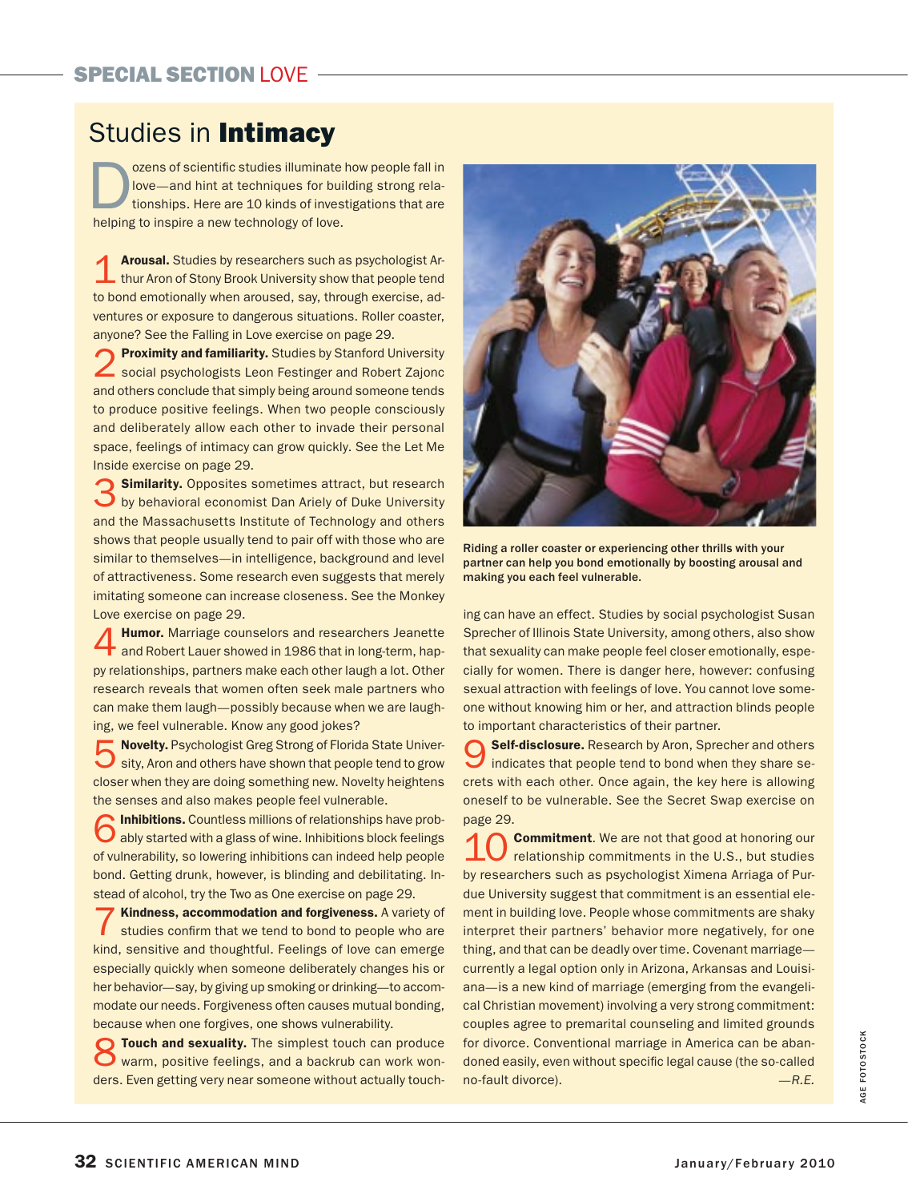# Studies in **Intimacy**

Dozens of scientific studies illuminate how people fall in love—and hint at techniques for building strong relationships. Here are 10 kinds of investigations that are helping to inspire a new technology of love.

1 **Arousal.** Studies by researchers such as psychologist Arthur Aron of Stony Brook University show that people tend to bond emotionally when aroused, say, through exercise, adventures or exposure to dangerous situations. Roller coaster, anyone? See the Falling in Love exercise on page 29.

2 **Proximity and familiarity.** Studies by Stanford University social psychologists Leon Festinger and Robert Zajonc and others conclude that simply being around someone tends to produce positive feelings. When two people consciously and deliberately allow each other to invade their personal space, feelings of intimacy can grow quickly. See the Let Me Inside exercise on page 29.

3 **Similarity.** Opposites sometimes attract, but research by behavioral economist Dan Ariely of Duke University and the Massachusetts Institute of Technology and others shows that people usually tend to pair off with those who are similar to themselves—in intelligence, background and level of attractiveness. Some research even suggests that merely imitating someone can increase closeness. See the Monkey Love exercise on page 29.

4 **Humor.** Marriage counselors and researchers Jeanette and Robert Lauer showed in 1986 that in long-term, happy relationships, partners make each other laugh a lot. Other research reveals that women often seek male partners who can make them laugh—possibly because when we are laughing, we feel vulnerable. Know any good jokes?

5 **Novelty.** Psychologist Greg Strong of Florida State University, Aron and others have shown that people tend to grow closer when they are doing something new. Novelty heightens the senses and also makes people feel vulnerable.

6 **Inhibitions.** Countless millions of relationships have probably started with a glass of wine. Inhibitions block feelings of vulnerability, so lowering inhibitions can indeed help people bond. Getting drunk, however, is blinding and debilitating. Instead of alcohol, try the Two as One exercise on page 29.

7 **Kindness, accommodation and forgiveness.** A variety of studies confirm that we tend to bond to people who are kind, sensitive and thoughtful. Feelings of love can emerge especially quickly when someone deliberately changes his or her behavior—say, by giving up smoking or drinking—to accommodate our needs. Forgiveness often causes mutual bonding, because when one forgives, one shows vulnerability.

8 **Touch and sexuality.** The simplest touch can produce warm, positive feelings, and a backrub can work wonders. Even getting very near someone without actually touching can have an effect. Studies by social psychologist Susan Sprecher of Illinois State University, among others, also show that sexuality can make people feel closer emotionally, especially for women. There is danger here, however: confusing sexual attraction with feelings of love. You cannot love someone without knowing him or her, and attraction blinds people to important characteristics of their partner.

Riding a roller coaster or experiencing other thrills with your partner can help you bond emotionally by boosting arousal and making you each feel vulnerable.

9 **Self-disclosure.** Research by Aron, Sprecher and others indicates that people tend to bond when they share secrets with each other. Once again, the key here is allowing oneself to be vulnerable. See the Secret Swap exercise on page 29.

10 **Commitment**. We are not that good at honoring our relationship commitments in the U.S., but studies by researchers such as psychologist Ximena Arriaga of Purdue University suggest that commitment is an essential element in building love. People whose commitments are shaky interpret their partners' behavior more negatively, for one thing, and that can be deadly over time. Covenant marriage—currently a legal option only in Arizona, Arkansas and Louisiana—is a new kind of marriage (emerging from the evangelical Christian movement) involving a very strong commitment: couples agree to premarital counseling and limited grounds for divorce. Conventional marriage in America can be abandoned easily, even without specific legal cause (the so-called no-fault divorce). —*R.E.*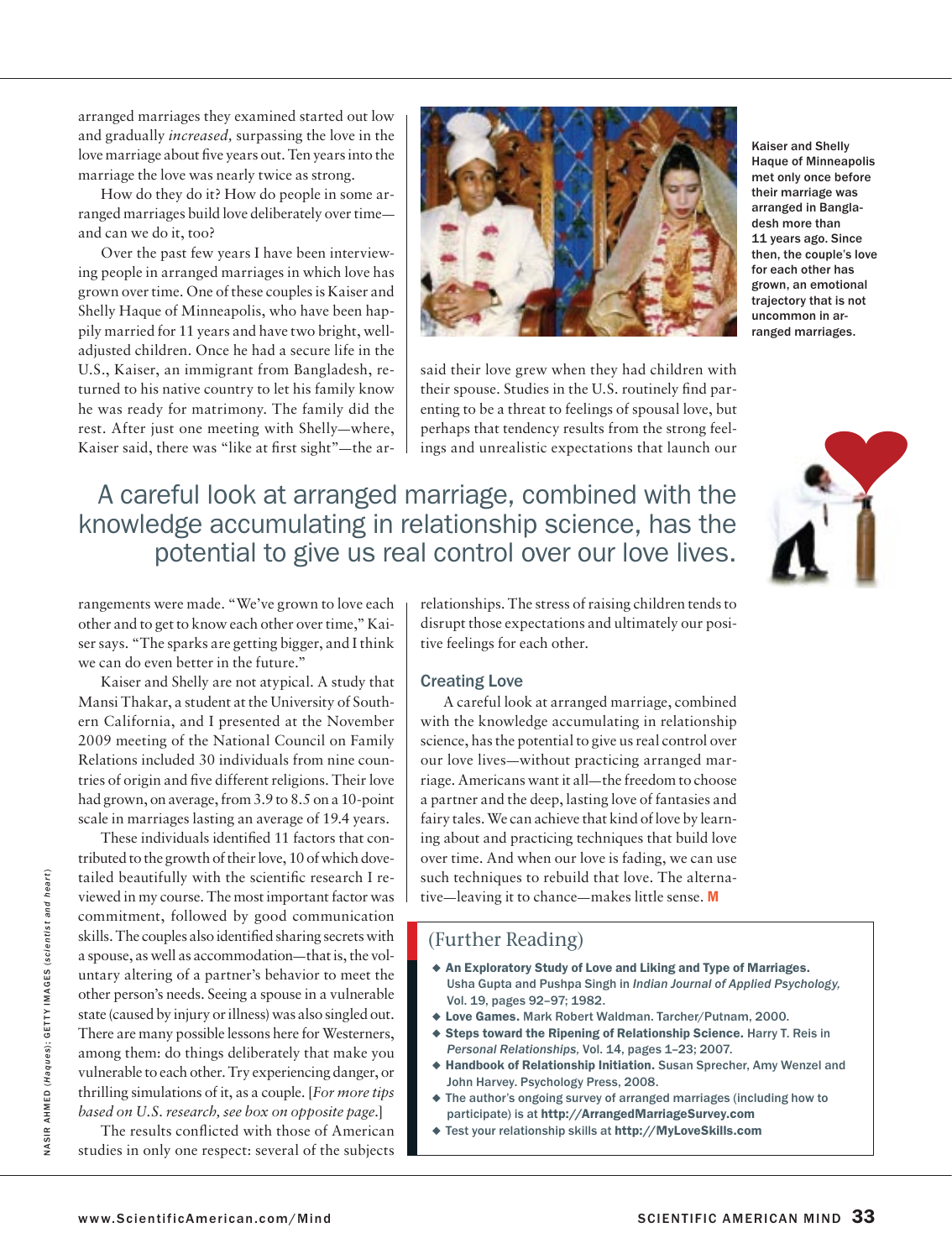arranged marriages they examined started out low and gradually *increased,* surpassing the love in the love marriage about five years out. Ten years into the marriage the love was nearly twice as strong.

How do they do it? How do people in some arranged marriages build love deliberately over time—and can we do it, too?

Over the past few years I have been interviewing people in arranged marriages in which love has grown over time. One of these couples is Kaiser and Shelly Haque of Minneapolis, who have been happily married for 11 years and have two bright, well-adjusted children. Once he had a secure life in the U.S., Kaiser, an immigrant from Bangladesh, returned to his native country to let his family know he was ready for matrimony. The family did the rest. After just one meeting with Shelly—where, Kaiser said, there was "like at first sight"—the arrangements were made. "We've grown to love each other and to get to know each other over time," Kaiser says. "The sparks are getting bigger, and I think we can do even better in the future."

Kaiser and Shelly are not atypical. A study that Mansi Thakar, a student at the University of Southern California, and I presented at the November 2009 meeting of the National Council on Family Relations included 30 individuals from nine countries of origin and five different religions. Their love had grown, on average, from 3.9 to 8.5 on a 10-point scale in marriages lasting an average of 19.4 years.

These individuals identified 11 factors that contributed to the growth of their love, 10 of which dovetailed beautifully with the scientific research I reviewed in my course. The most important factor was commitment, followed by good communication skills. The couples also identified sharing secrets with a spouse, as well as accommodation—that is, the voluntary altering of a partner's behavior to meet the other person's needs. Seeing a spouse in a vulnerable state (caused by injury or illness) was also singled out. There are many possible lessons here for Westerners, among them: do things deliberately that make you vulnerable to each other. Try experiencing danger, or thrilling simulations of it, as a couple. [*For more tips based on U.S. research, see box on opposite page.*]

The results conflicted with those of American studies in only one respect: several of the subjects said their love grew when they had children with their spouse. Studies in the U.S. routinely find parenting to be a threat to feelings of spousal love, but perhaps that tendency results from the strong feelings and unrealistic expectations that launch our relationships. The stress of raising children tends to disrupt those expectations and ultimately our positive feelings for each other.

Kaiser and Shelly Haque of Minneapolis met only once before their marriage was arranged in Bangladesh more than 11 years ago. Since then, the couple's love for each other has grown, an emotional trajectory that is not uncommon in arranged marriages.

A careful look at arranged marriage, combined with the knowledge accumulating in relationship science, has the potential to give us real control over our love lives.

### Creating Love

A careful look at arranged marriage, combined with the knowledge accumulating in relationship science, has the potential to give us real control over our love lives—without practicing arranged marriage. Americans want it all—the freedom to choose a partner and the deep, lasting love of fantasies and fairy tales. We can achieve that kind of love by learning about and practicing techniques that build love over time. And when our love is fading, we can use such techniques to rebuild that love. The alternative—leaving it to chance—makes little sense. **M**

## (Further Reading)

- **An Exploratory Study of Love and Liking and Type of Marriages.** Usha Gupta and Pushpa Singh in *Indian Journal of Applied Psychology,* Vol. 19, pages 92–97; 1982.
- **Love Games.** Mark Robert Waldman. Tarcher/Putnam, 2000.
- **Steps toward the Ripening of Relationship Science.** Harry T. Reis in *Personal Relationships,* Vol. 14, pages 1–23; 2007.
- **Handbook of Relationship Initiation.** Susan Sprecher, Amy Wenzel and John Harvey. Psychology Press, 2008.
- The author's ongoing survey of arranged marriages (including how to participate) is at **http://ArrangedMarriageSurvey.com**
- Test your relationship skills at **http://MyLoveSkills.com**

NASIR AHMED *(Haques)*; GETTY IMAGES *(scientist and heart)*